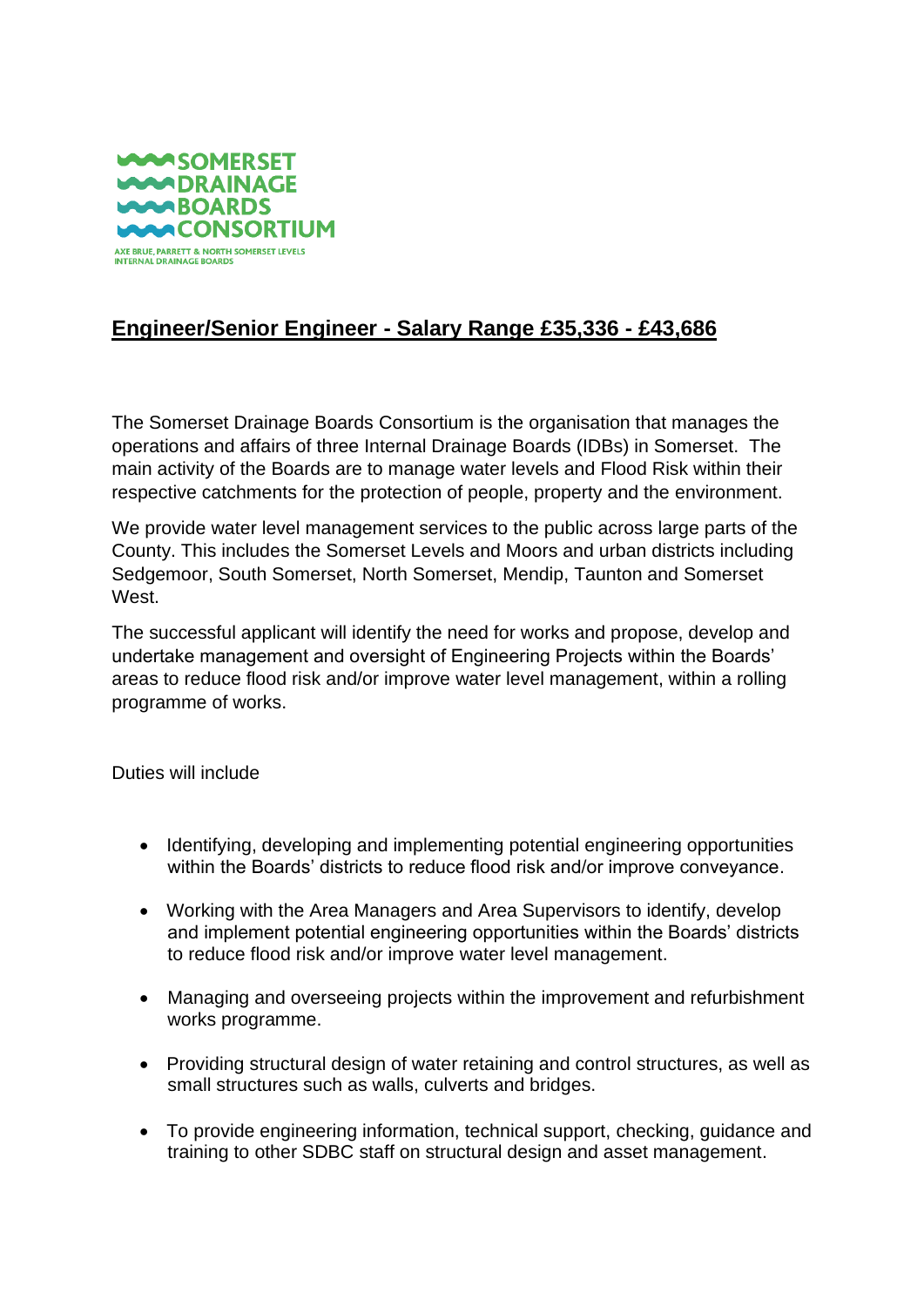SOMERSET
DRAINAGE
BOARDS
CONSORTIUM

AXE BRUE, PARRETT & NORTH SOMERSET LEVELS
INTERNAL DRAINAGE BOARDS

# Engineer/Senior Engineer - Salary Range £35,336 - £43,686

The Somerset Drainage Boards Consortium is the organisation that manages the operations and affairs of three Internal Drainage Boards (IDBs) in Somerset. The main activity of the Boards are to manage water levels and Flood Risk within their respective catchments for the protection of people, property and the environment.

We provide water level management services to the public across large parts of the County. This includes the Somerset Levels and Moors and urban districts including Sedgemoor, South Somerset, North Somerset, Mendip, Taunton and Somerset West.

The successful applicant will identify the need for works and propose, develop and undertake management and oversight of Engineering Projects within the Boards' areas to reduce flood risk and/or improve water level management, within a rolling programme of works.

Duties will include

- Identifying, developing and implementing potential engineering opportunities within the Boards' districts to reduce flood risk and/or improve conveyance.
- Working with the Area Managers and Area Supervisors to identify, develop and implement potential engineering opportunities within the Boards' districts to reduce flood risk and/or improve water level management.
- Managing and overseeing projects within the improvement and refurbishment works programme.
- Providing structural design of water retaining and control structures, as well as small structures such as walls, culverts and bridges.
- To provide engineering information, technical support, checking, guidance and training to other SDBC staff on structural design and asset management.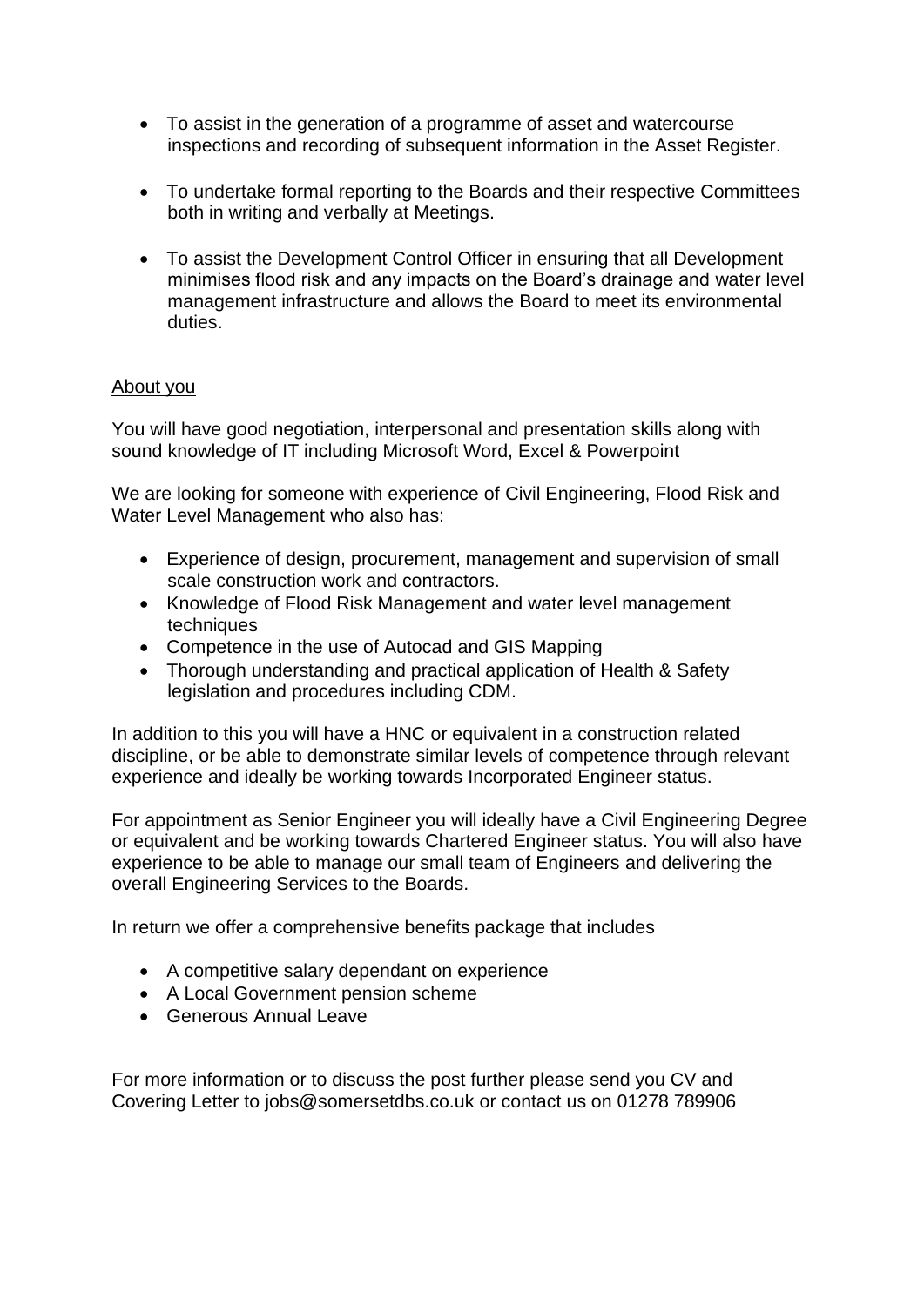- To assist in the generation of a programme of asset and watercourse inspections and recording of subsequent information in the Asset Register.

- To undertake formal reporting to the Boards and their respective Committees both in writing and verbally at Meetings.

- To assist the Development Control Officer in ensuring that all Development minimises flood risk and any impacts on the Board's drainage and water level management infrastructure and allows the Board to meet its environmental duties.

<u>About you</u>

You will have good negotiation, interpersonal and presentation skills along with sound knowledge of IT including Microsoft Word, Excel & Powerpoint

We are looking for someone with experience of Civil Engineering, Flood Risk and Water Level Management who also has:

- Experience of design, procurement, management and supervision of small scale construction work and contractors.
- Knowledge of Flood Risk Management and water level management techniques
- Competence in the use of Autocad and GIS Mapping
- Thorough understanding and practical application of Health & Safety legislation and procedures including CDM.

In addition to this you will have a HNC or equivalent in a construction related discipline, or be able to demonstrate similar levels of competence through relevant experience and ideally be working towards Incorporated Engineer status.

For appointment as Senior Engineer you will ideally have a Civil Engineering Degree or equivalent and be working towards Chartered Engineer status. You will also have experience to be able to manage our small team of Engineers and delivering the overall Engineering Services to the Boards.

In return we offer a comprehensive benefits package that includes

- A competitive salary dependant on experience
- A Local Government pension scheme
- Generous Annual Leave

For more information or to discuss the post further please send you CV and Covering Letter to jobs@somersetdbs.co.uk or contact us on 01278 789906